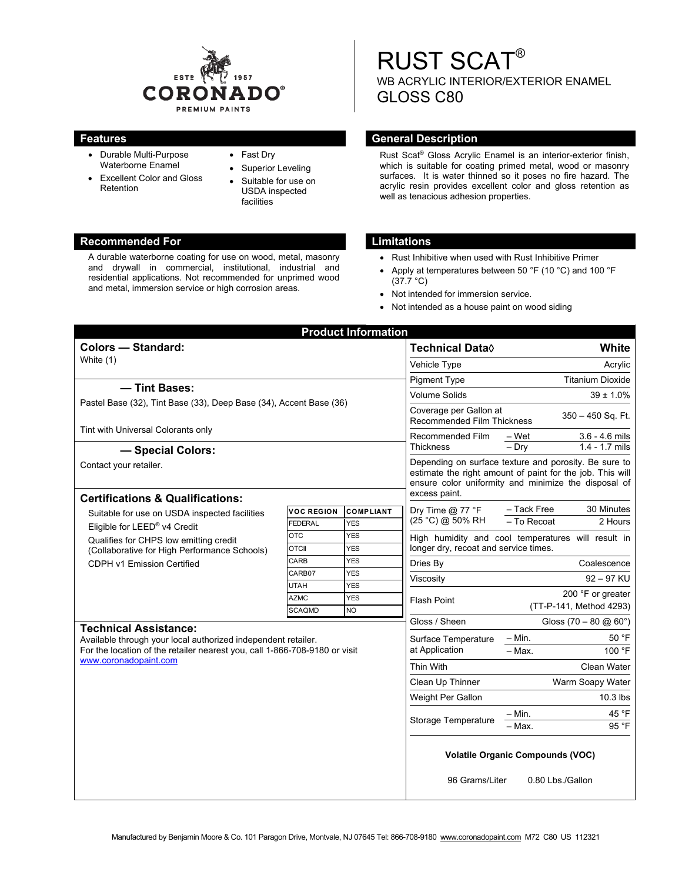# RUST SCAT®

## WB ACRYLIC INTERIOR/EXTERIOR ENAMEL

## GLOSS C80

## Features

- Durable Multi-Purpose Waterborne Enamel
- Excellent Color and Gloss Retention
- Fast Dry
- Superior Leveling
- Suitable for use on USDA inspected facilities

## General Description

Rust Scat® Gloss Acrylic Enamel is an interior-exterior finish, which is suitable for coating primed metal, wood or masonry surfaces. It is water thinned so it poses no fire hazard. The acrylic resin provides excellent color and gloss retention as well as tenacious adhesion properties.

## Recommended For

A durable waterborne coating for use on wood, metal, masonry and drywall in commercial, institutional, industrial and residential applications. Not recommended for unprimed wood and metal, immersion service or high corrosion areas.

## Limitations

- Rust Inhibitive when used with Rust Inhibitive Primer
- Apply at temperatures between 50 °F (10 °C) and 100 °F (37.7 °C)
- Not intended for immersion service.
- Not intended as a house paint on wood siding

## Product Information

### Colors — Standard:

White (1)

### — Tint Bases:

Pastel Base (32), Tint Base (33), Deep Base (34), Accent Base (36)

Tint with Universal Colorants only

### — Special Colors:

Contact your retailer.

### Certifications & Qualifications:

- Suitable for use on USDA inspected facilities
- Eligible for LEED® v4 Credit
- Qualifies for CHPS low emitting credit (Collaborative for High Performance Schools)
- CDPH v1 Emission Certified

| VOC REGION | COMPLIANT |
|---|---|
| FEDERAL | YES |
| OTC | YES |
| OTCII | YES |
| CARB | YES |
| CARB07 | YES |
| UTAH | YES |
| AZMC | YES |
| SCAQMD | NO |

### Technical Assistance:

Available through your local authorized independent retailer. For the location of the retailer nearest you, call 1-866-708-9180 or visit www.coronadopaint.com

| Technical Data◊ | | White |
|---|---|---|
| Vehicle Type | | Acrylic |
| Pigment Type | | Titanium Dioxide |
| Volume Solids | | 39 ± 1.0% |
| Coverage per Gallon at Recommended Film Thickness | | 350 – 450 Sq. Ft. |
| Recommended Film Thickness | – Wet | 3.6 - 4.6 mils |
| | – Dry | 1.4 - 1.7 mils |
| Depending on surface texture and porosity. Be sure to estimate the right amount of paint for the job. This will ensure color uniformity and minimize the disposal of excess paint. | | |
| Dry Time @ 77 °F (25 °C) @ 50% RH | – Tack Free | 30 Minutes |
| | – To Recoat | 2 Hours |
| High humidity and cool temperatures will result in longer dry, recoat and service times. | | |
| Dries By | | Coalescence |
| Viscosity | | 92 – 97 KU |
| Flash Point | | 200 °F or greater (TT-P-141, Method 4293) |
| Gloss / Sheen | | Gloss (70 – 80 @ 60°) |
| Surface Temperature at Application | – Min. | 50 °F |
| | – Max. | 100 °F |
| Thin With | | Clean Water |
| Clean Up Thinner | | Warm Soapy Water |
| Weight Per Gallon | | 10.3 lbs |
| Storage Temperature | – Min. | 45 °F |
| | – Max. | 95 °F |

**Volatile Organic Compounds (VOC)**

96 Grams/Liter 0.80 Lbs./Gallon

Manufactured by Benjamin Moore & Co. 101 Paragon Drive, Montvale, NJ 07645 Tel: 866-708-9180 www.coronadopaint.com M72 C80 US 112321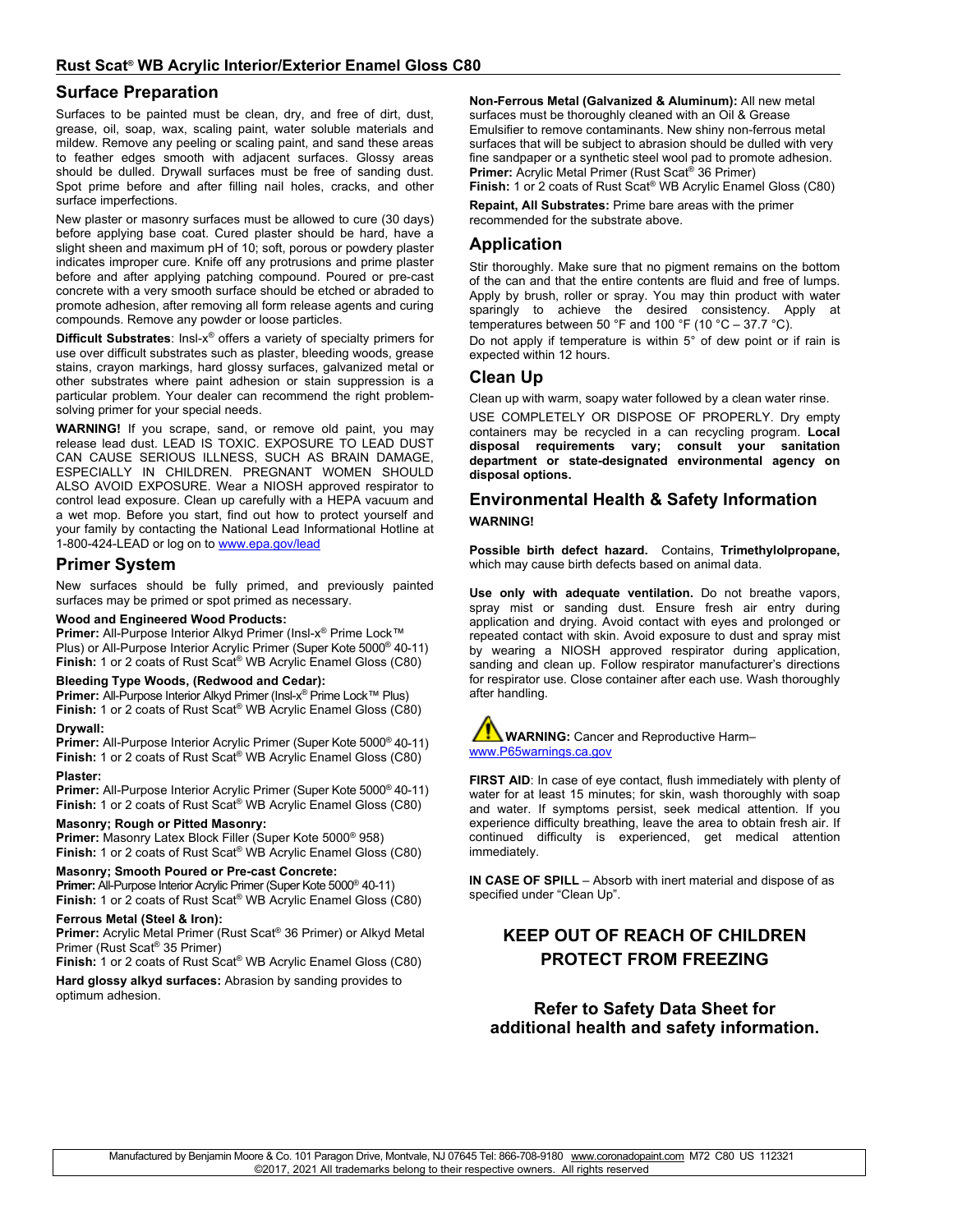## Rust Scat® WB Acrylic Interior/Exterior Enamel Gloss C80

### Surface Preparation

Surfaces to be painted must be clean, dry, and free of dirt, dust, grease, oil, soap, wax, scaling paint, water soluble materials and mildew. Remove any peeling or scaling paint, and sand these areas to feather edges smooth with adjacent surfaces. Glossy areas should be dulled. Drywall surfaces must be free of sanding dust. Spot prime before and after filling nail holes, cracks, and other surface imperfections.

New plaster or masonry surfaces must be allowed to cure (30 days) before applying base coat. Cured plaster should be hard, have a slight sheen and maximum pH of 10; soft, porous or powdery plaster indicates improper cure. Knife off any protrusions and prime plaster before and after applying patching compound. Poured or pre-cast concrete with a very smooth surface should be etched or abraded to promote adhesion, after removing all form release agents and curing compounds. Remove any powder or loose particles.

**Difficult Substrates**: Insl-x® offers a variety of specialty primers for use over difficult substrates such as plaster, bleeding woods, grease stains, crayon markings, hard glossy surfaces, galvanized metal or other substrates where paint adhesion or stain suppression is a particular problem. Your dealer can recommend the right problem-solving primer for your special needs.

**WARNING!** If you scrape, sand, or remove old paint, you may release lead dust. LEAD IS TOXIC. EXPOSURE TO LEAD DUST CAN CAUSE SERIOUS ILLNESS, SUCH AS BRAIN DAMAGE, ESPECIALLY IN CHILDREN. PREGNANT WOMEN SHOULD ALSO AVOID EXPOSURE. Wear a NIOSH approved respirator to control lead exposure. Clean up carefully with a HEPA vacuum and a wet mop. Before you start, find out how to protect yourself and your family by contacting the National Lead Informational Hotline at 1-800-424-LEAD or log on to www.epa.gov/lead

### Primer System

New surfaces should be fully primed, and previously painted surfaces may be primed or spot primed as necessary.

**Wood and Engineered Wood Products:**
**Primer:** All-Purpose Interior Alkyd Primer (Insl-x® Prime Lock™ Plus) or All-Purpose Interior Acrylic Primer (Super Kote 5000® 40-11)
**Finish:** 1 or 2 coats of Rust Scat® WB Acrylic Enamel Gloss (C80)

**Bleeding Type Woods, (Redwood and Cedar):**
**Primer:** All-Purpose Interior Alkyd Primer (Insl-x® Prime Lock™ Plus)
**Finish:** 1 or 2 coats of Rust Scat® WB Acrylic Enamel Gloss (C80)

**Drywall:**
**Primer:** All-Purpose Interior Acrylic Primer (Super Kote 5000® 40-11)
**Finish:** 1 or 2 coats of Rust Scat® WB Acrylic Enamel Gloss (C80)

**Plaster:**
**Primer:** All-Purpose Interior Acrylic Primer (Super Kote 5000® 40-11)
**Finish:** 1 or 2 coats of Rust Scat® WB Acrylic Enamel Gloss (C80)

**Masonry; Rough or Pitted Masonry:**
**Primer:** Masonry Latex Block Filler (Super Kote 5000® 958)
**Finish:** 1 or 2 coats of Rust Scat® WB Acrylic Enamel Gloss (C80)

**Masonry; Smooth Poured or Pre-cast Concrete:**
**Primer:** All-Purpose Interior Acrylic Primer (Super Kote 5000® 40-11)
**Finish:** 1 or 2 coats of Rust Scat® WB Acrylic Enamel Gloss (C80)

**Ferrous Metal (Steel & Iron):**
**Primer:** Acrylic Metal Primer (Rust Scat® 36 Primer) or Alkyd Metal Primer (Rust Scat® 35 Primer)
**Finish:** 1 or 2 coats of Rust Scat® WB Acrylic Enamel Gloss (C80)

**Hard glossy alkyd surfaces:** Abrasion by sanding provides to optimum adhesion.

**Non-Ferrous Metal (Galvanized & Aluminum):** All new metal surfaces must be thoroughly cleaned with an Oil & Grease Emulsifier to remove contaminants. New shiny non-ferrous metal surfaces that will be subject to abrasion should be dulled with very fine sandpaper or a synthetic steel wool pad to promote adhesion.
**Primer:** Acrylic Metal Primer (Rust Scat® 36 Primer)
**Finish:** 1 or 2 coats of Rust Scat® WB Acrylic Enamel Gloss (C80)

**Repaint, All Substrates:** Prime bare areas with the primer recommended for the substrate above.

### Application

Stir thoroughly. Make sure that no pigment remains on the bottom of the can and that the entire contents are fluid and free of lumps. Apply by brush, roller or spray. You may thin product with water sparingly to achieve the desired consistency. Apply at temperatures between 50 °F and 100 °F (10 °C – 37.7 °C).

Do not apply if temperature is within 5° of dew point or if rain is expected within 12 hours.

### Clean Up

Clean up with warm, soapy water followed by a clean water rinse.

USE COMPLETELY OR DISPOSE OF PROPERLY. Dry empty containers may be recycled in a can recycling program. **Local disposal requirements vary; consult your sanitation department or state-designated environmental agency on disposal options.**

### Environmental Health & Safety Information

**WARNING!**

**Possible birth defect hazard.** Contains, **Trimethylolpropane,** which may cause birth defects based on animal data.

**Use only with adequate ventilation.** Do not breathe vapors, spray mist or sanding dust. Ensure fresh air entry during application and drying. Avoid contact with eyes and prolonged or repeated contact with skin. Avoid exposure to dust and spray mist by wearing a NIOSH approved respirator during application, sanding and clean up. Follow respirator manufacturer's directions for respirator use. Close container after each use. Wash thoroughly after handling.

**WARNING:** Cancer and Reproductive Harm– www.P65warnings.ca.gov

**FIRST AID**: In case of eye contact, flush immediately with plenty of water for at least 15 minutes; for skin, wash thoroughly with soap and water. If symptoms persist, seek medical attention. If you experience difficulty breathing, leave the area to obtain fresh air. If continued difficulty is experienced, get medical attention immediately.

**IN CASE OF SPILL** – Absorb with inert material and dispose of as specified under "Clean Up".

**KEEP OUT OF REACH OF CHILDREN**
**PROTECT FROM FREEZING**

**Refer to Safety Data Sheet for additional health and safety information.**

Manufactured by Benjamin Moore & Co. 101 Paragon Drive, Montvale, NJ 07645 Tel: 866-708-9180 www.coronadopaint.com M72 C80 US 112321
©2017, 2021 All trademarks belong to their respective owners. All rights reserved